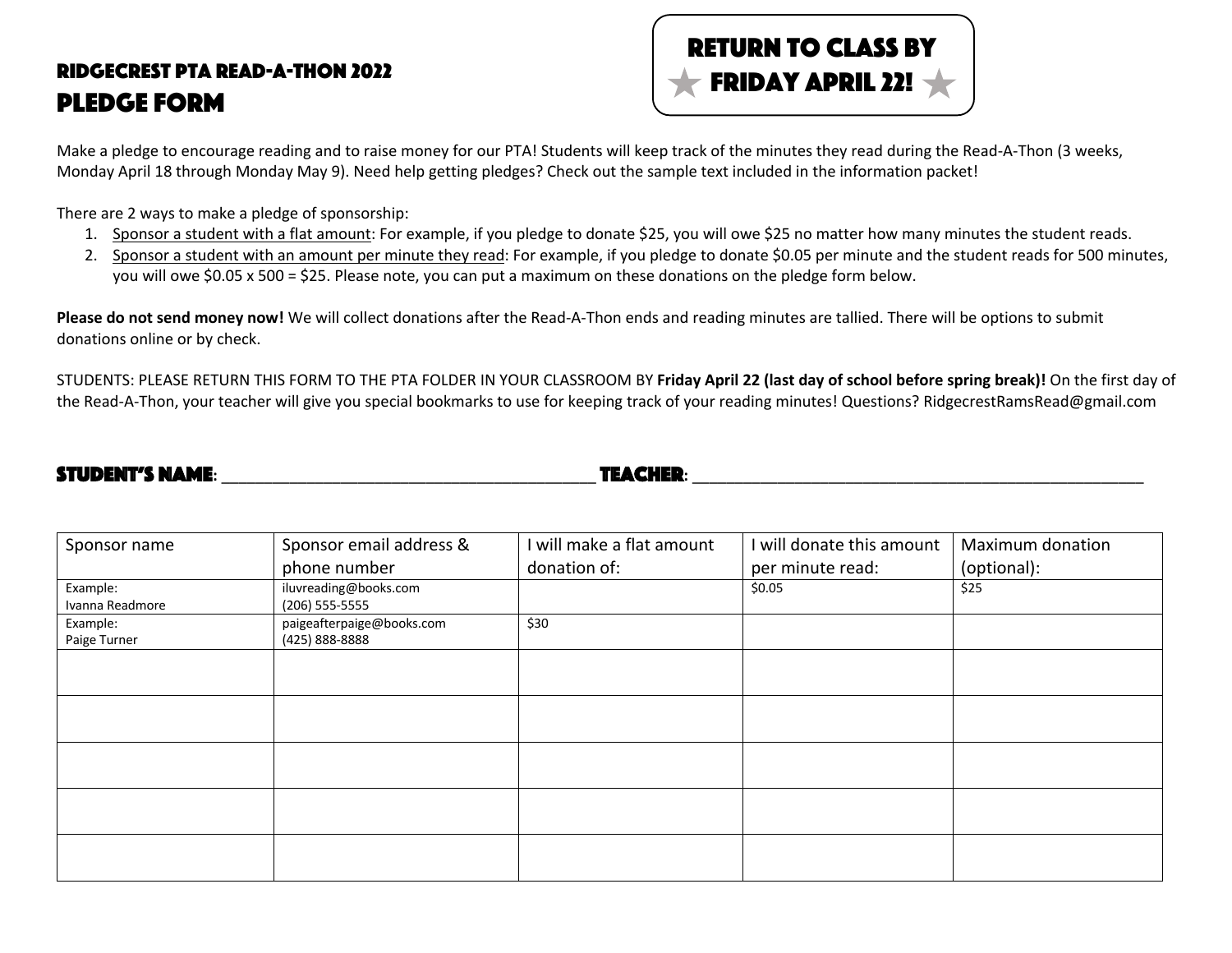## RIDGECREST PTA READ-A-THON 2022

# PLEDGE FORM

**RETURN TO CLASS BY ★ FRIDAY APRIL 22! ★**

Make a pledge to encourage reading and to raise money for our PTA! Students will keep track of the minutes they read during the Read-A-Thon (3 weeks, Monday April 18 through Monday May 9). Need help getting pledges? Check out the sample text included in the information packet!

There are 2 ways to make a pledge of sponsorship:

1. Sponsor a student with a flat amount: For example, if you pledge to donate $25, you will owe $25 no matter how many minutes the student reads.
2. Sponsor a student with an amount per minute they read: For example, if you pledge to donate $0.05 per minute and the student reads for 500 minutes, you will owe $0.05 x 500 = $25. Please note, you can put a maximum on these donations on the pledge form below.

**Please do not send money now!** We will collect donations after the Read-A-Thon ends and reading minutes are tallied. There will be options to submit donations online or by check.

STUDENTS: PLEASE RETURN THIS FORM TO THE PTA FOLDER IN YOUR CLASSROOM BY **Friday April 22 (last day of school before spring break)!** On the first day of the Read-A-Thon, your teacher will give you special bookmarks to use for keeping track of your reading minutes! Questions? RidgecrestRamsRead@gmail.com

**STUDENT'S NAME**: ________________________________________ **TEACHER**: ________________________________________________

| Sponsor name | Sponsor email address & phone number | I will make a flat amount donation of: | I will donate this amount per minute read: | Maximum donation (optional): |
|---|---|---|---|---|
| Example: Ivanna Readmore | iluvreading@books.com (206) 555-5555 | | $0.05 | $25 |
| Example: Paige Turner | paigeafterpaige@books.com (425) 888-8888 | $30 | | |
| | | | | |
| | | | | |
| | | | | |
| | | | | |
| | | | | |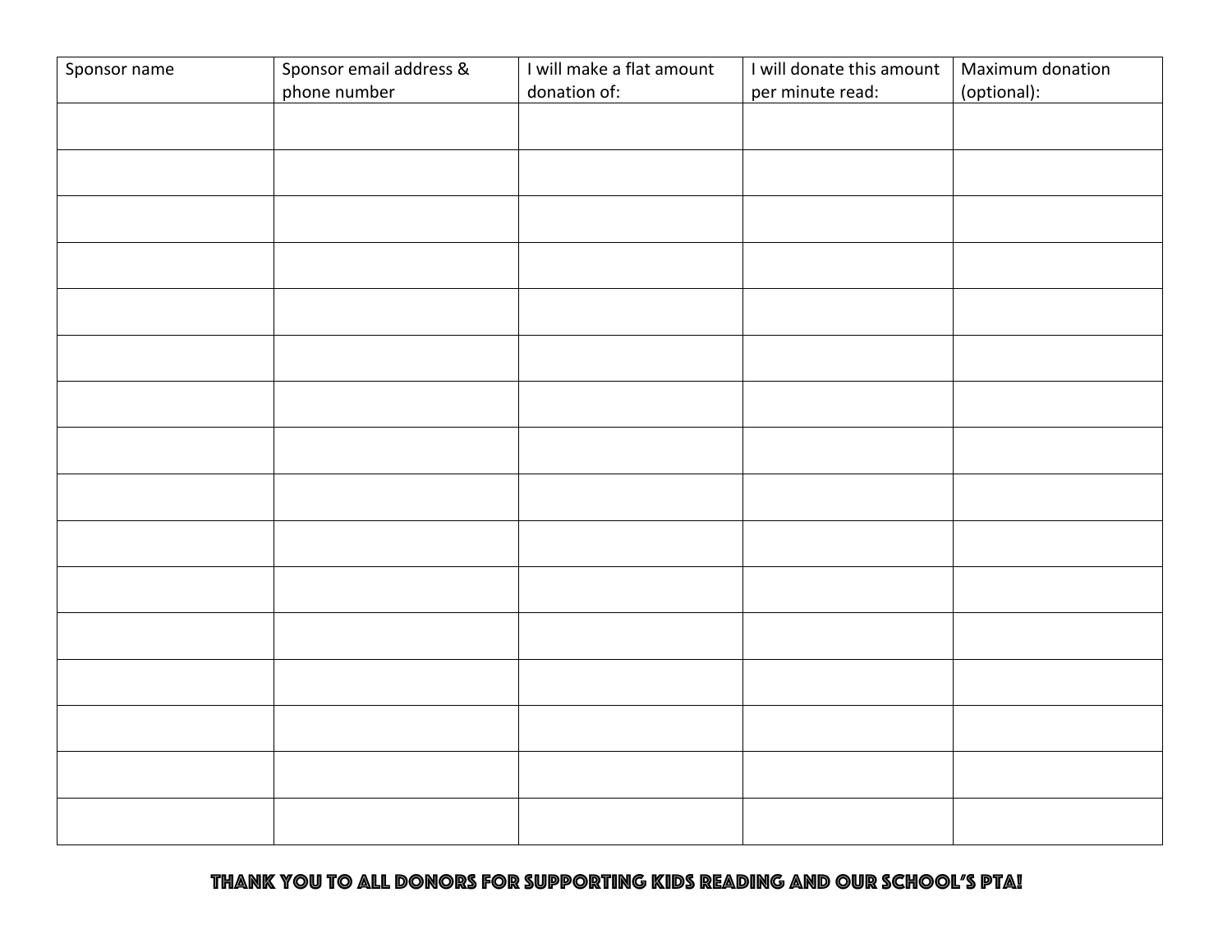| Sponsor name | Sponsor email address & phone number | I will make a flat amount donation of: | I will donate this amount per minute read: | Maximum donation (optional): |
|---|---|---|---|---|
| | | | | |
| | | | | |
| | | | | |
| | | | | |
| | | | | |
| | | | | |
| | | | | |
| | | | | |
| | | | | |
| | | | | |
| | | | | |
| | | | | |
| | | | | |
| | | | | |
| | | | | |
| | | | | |

**THANK YOU TO ALL DONORS FOR SUPPORTING KIDS READING AND OUR SCHOOL'S PTA!**